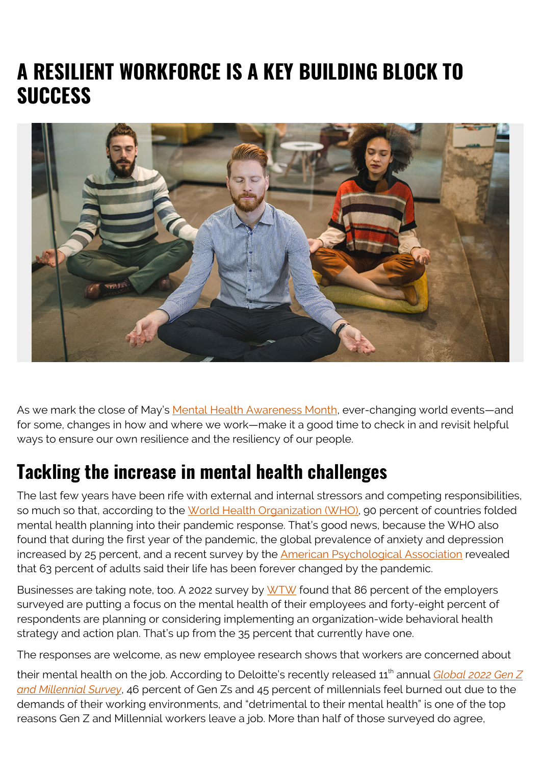# A RESILIENT WORKFORCE IS A KEY BUILDING BLOCK TO SUCCESS

As we mark the close of May's Mental Health Awareness Month, ever-changing world events—and for some, changes in how and where we work—make it a good time to check in and revisit helpful ways to ensure our own resilience and the resiliency of our people.

## Tackling the increase in mental health challenges

The last few years have been rife with external and internal stressors and competing responsibilities, so much so that, according to the World Health Organization (WHO), 90 percent of countries folded mental health planning into their pandemic response. That's good news, because the WHO also found that during the first year of the pandemic, the global prevalence of anxiety and depression increased by 25 percent, and a recent survey by the American Psychological Association revealed that 63 percent of adults said their life has been forever changed by the pandemic.

Businesses are taking note, too. A 2022 survey by WTW found that 86 percent of the employers surveyed are putting a focus on the mental health of their employees and forty-eight percent of respondents are planning or considering implementing an organization-wide behavioral health strategy and action plan. That's up from the 35 percent that currently have one.

The responses are welcome, as new employee research shows that workers are concerned about their mental health on the job. According to Deloitte's recently released 11th annual *Global 2022 Gen Z and Millennial Survey*, 46 percent of Gen Zs and 45 percent of millennials feel burned out due to the demands of their working environments, and "detrimental to their mental health" is one of the top reasons Gen Z and Millennial workers leave a job. More than half of those surveyed do agree,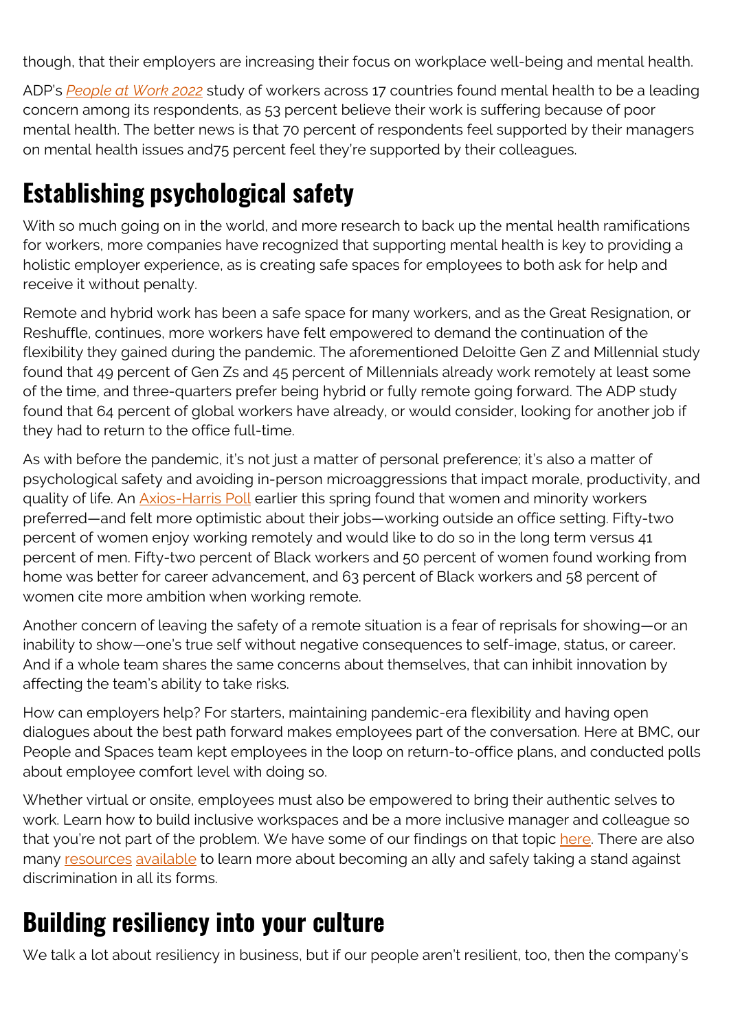though, that their employers are increasing their focus on workplace well-being and mental health.

ADP's *People at Work 2022* study of workers across 17 countries found mental health to be a leading concern among its respondents, as 53 percent believe their work is suffering because of poor mental health. The better news is that 70 percent of respondents feel supported by their managers on mental health issues and75 percent feel they're supported by their colleagues.

## Establishing psychological safety

With so much going on in the world, and more research to back up the mental health ramifications for workers, more companies have recognized that supporting mental health is key to providing a holistic employer experience, as is creating safe spaces for employees to both ask for help and receive it without penalty.

Remote and hybrid work has been a safe space for many workers, and as the Great Resignation, or Reshuffle, continues, more workers have felt empowered to demand the continuation of the flexibility they gained during the pandemic. The aforementioned Deloitte Gen Z and Millennial study found that 49 percent of Gen Zs and 45 percent of Millennials already work remotely at least some of the time, and three-quarters prefer being hybrid or fully remote going forward. The ADP study found that 64 percent of global workers have already, or would consider, looking for another job if they had to return to the office full-time.

As with before the pandemic, it's not just a matter of personal preference; it's also a matter of psychological safety and avoiding in-person microaggressions that impact morale, productivity, and quality of life. An Axios-Harris Poll earlier this spring found that women and minority workers preferred—and felt more optimistic about their jobs—working outside an office setting. Fifty-two percent of women enjoy working remotely and would like to do so in the long term versus 41 percent of men. Fifty-two percent of Black workers and 50 percent of women found working from home was better for career advancement, and 63 percent of Black workers and 58 percent of women cite more ambition when working remote.

Another concern of leaving the safety of a remote situation is a fear of reprisals for showing—or an inability to show—one's true self without negative consequences to self-image, status, or career. And if a whole team shares the same concerns about themselves, that can inhibit innovation by affecting the team's ability to take risks.

How can employers help? For starters, maintaining pandemic-era flexibility and having open dialogues about the best path forward makes employees part of the conversation. Here at BMC, our People and Spaces team kept employees in the loop on return-to-office plans, and conducted polls about employee comfort level with doing so.

Whether virtual or onsite, employees must also be empowered to bring their authentic selves to work. Learn how to build inclusive workspaces and be a more inclusive manager and colleague so that you're not part of the problem. We have some of our findings on that topic here. There are also many resources available to learn more about becoming an ally and safely taking a stand against discrimination in all its forms.

## Building resiliency into your culture

We talk a lot about resiliency in business, but if our people aren't resilient, too, then the company's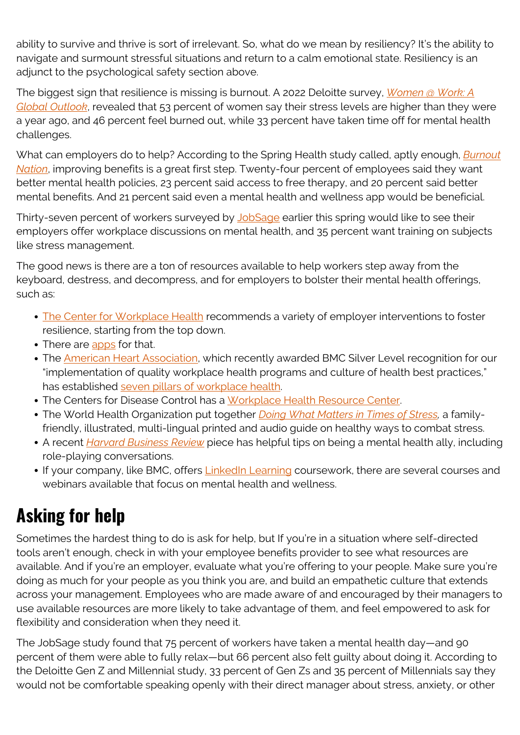ability to survive and thrive is sort of irrelevant. So, what do we mean by resiliency? It's the ability to navigate and surmount stressful situations and return to a calm emotional state. Resiliency is an adjunct to the psychological safety section above.

The biggest sign that resilience is missing is burnout. A 2022 Deloitte survey, *Women @ Work: A Global Outlook*, revealed that 53 percent of women say their stress levels are higher than they were a year ago, and 46 percent feel burned out, while 33 percent have taken time off for mental health challenges.

What can employers do to help? According to the Spring Health study called, aptly enough, *Burnout Nation*, improving benefits is a great first step. Twenty-four percent of employees said they want better mental health policies, 23 percent said access to free therapy, and 20 percent said better mental benefits. And 21 percent said even a mental health and wellness app would be beneficial.

Thirty-seven percent of workers surveyed by JobSage earlier this spring would like to see their employers offer workplace discussions on mental health, and 35 percent want training on subjects like stress management.

The good news is there are a ton of resources available to help workers step away from the keyboard, destress, and decompress, and for employers to bolster their mental health offerings, such as:

- The Center for Workplace Health recommends a variety of employer interventions to foster resilience, starting from the top down.
- There are apps for that.
- The American Heart Association, which recently awarded BMC Silver Level recognition for our "implementation of quality workplace health programs and culture of health best practices," has established seven pillars of workplace health.
- The Centers for Disease Control has a Workplace Health Resource Center.
- The World Health Organization put together *Doing What Matters in Times of Stress*, a family-friendly, illustrated, multi-lingual printed and audio guide on healthy ways to combat stress.
- A recent *Harvard Business Review* piece has helpful tips on being a mental health ally, including role-playing conversations.
- If your company, like BMC, offers LinkedIn Learning coursework, there are several courses and webinars available that focus on mental health and wellness.

# Asking for help

Sometimes the hardest thing to do is ask for help, but If you're in a situation where self-directed tools aren't enough, check in with your employee benefits provider to see what resources are available. And if you're an employer, evaluate what you're offering to your people. Make sure you're doing as much for your people as you think you are, and build an empathetic culture that extends across your management. Employees who are made aware of and encouraged by their managers to use available resources are more likely to take advantage of them, and feel empowered to ask for flexibility and consideration when they need it.

The JobSage study found that 75 percent of workers have taken a mental health day—and 90 percent of them were able to fully relax—but 66 percent also felt guilty about doing it. According to the Deloitte Gen Z and Millennial study, 33 percent of Gen Zs and 35 percent of Millennials say they would not be comfortable speaking openly with their direct manager about stress, anxiety, or other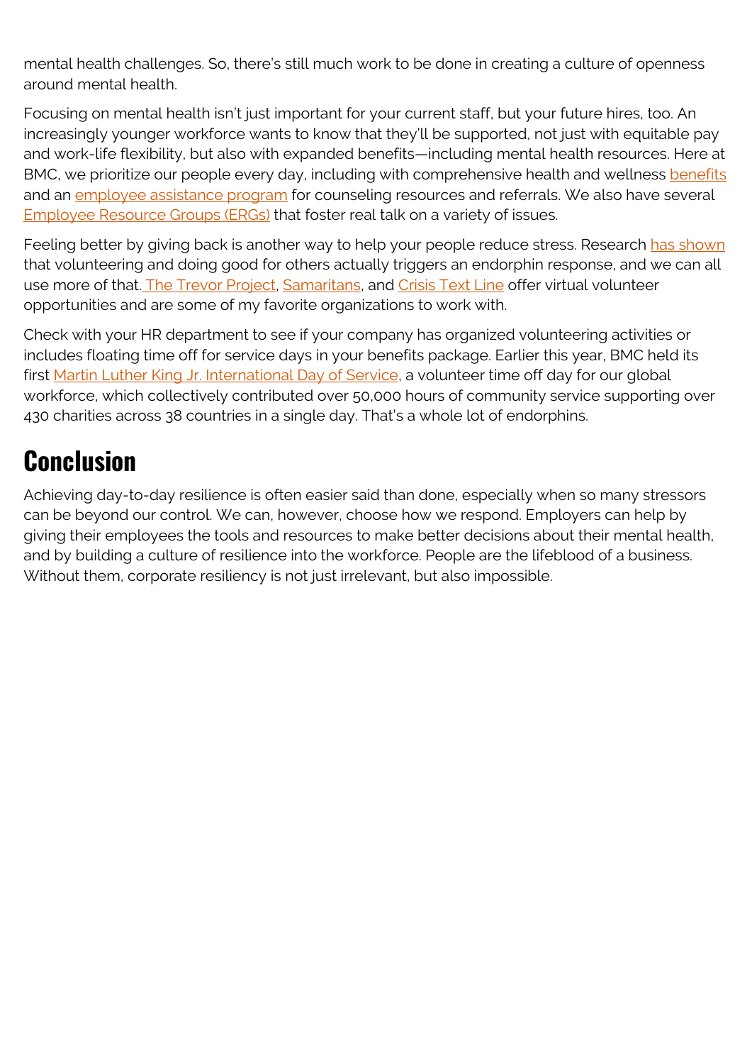mental health challenges. So, there's still much work to be done in creating a culture of openness around mental health.

Focusing on mental health isn't just important for your current staff, but your future hires, too. An increasingly younger workforce wants to know that they'll be supported, not just with equitable pay and work-life flexibility, but also with expanded benefits—including mental health resources. Here at BMC, we prioritize our people every day, including with comprehensive health and wellness benefits and an employee assistance program for counseling resources and referrals. We also have several Employee Resource Groups (ERGs) that foster real talk on a variety of issues.

Feeling better by giving back is another way to help your people reduce stress. Research has shown that volunteering and doing good for others actually triggers an endorphin response, and we can all use more of that. The Trevor Project, Samaritans, and Crisis Text Line offer virtual volunteer opportunities and are some of my favorite organizations to work with.

Check with your HR department to see if your company has organized volunteering activities or includes floating time off for service days in your benefits package. Earlier this year, BMC held its first Martin Luther King Jr. International Day of Service, a volunteer time off day for our global workforce, which collectively contributed over 50,000 hours of community service supporting over 430 charities across 38 countries in a single day. That's a whole lot of endorphins.

## Conclusion

Achieving day-to-day resilience is often easier said than done, especially when so many stressors can be beyond our control. We can, however, choose how we respond. Employers can help by giving their employees the tools and resources to make better decisions about their mental health, and by building a culture of resilience into the workforce. People are the lifeblood of a business. Without them, corporate resiliency is not just irrelevant, but also impossible.